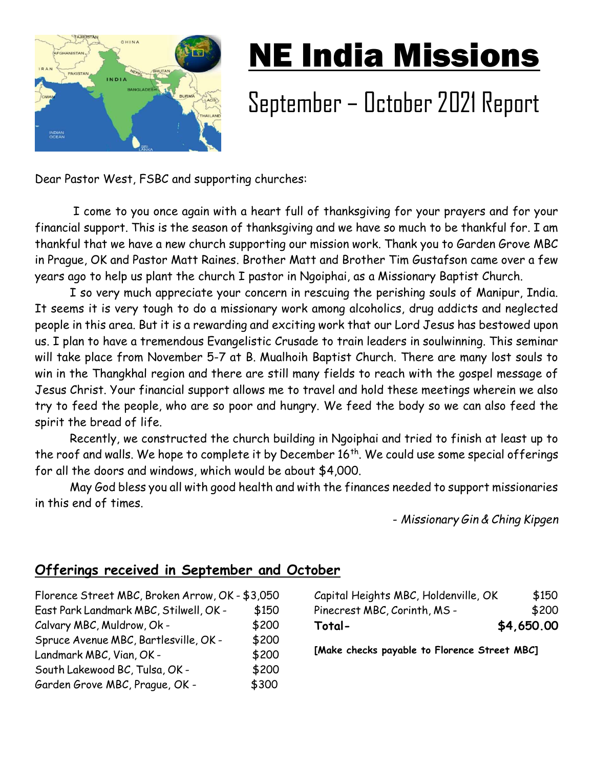# NE India Missions

## September – October 2021 Report

Dear Pastor West, FSBC and supporting churches:

I come to you once again with a heart full of thanksgiving for your prayers and for your financial support. This is the season of thanksgiving and we have so much to be thankful for. I am thankful that we have a new church supporting our mission work. Thank you to Garden Grove MBC in Prague, OK and Pastor Matt Raines. Brother Matt and Brother Tim Gustafson came over a few years ago to help us plant the church I pastor in Ngoiphai, as a Missionary Baptist Church.

I so very much appreciate your concern in rescuing the perishing souls of Manipur, India. It seems it is very tough to do a missionary work among alcoholics, drug addicts and neglected people in this area. But it is a rewarding and exciting work that our Lord Jesus has bestowed upon us. I plan to have a tremendous Evangelistic Crusade to train leaders in soulwinning. This seminar will take place from November 5-7 at B. Mualhoih Baptist Church. There are many lost souls to win in the Thangkhal region and there are still many fields to reach with the gospel message of Jesus Christ. Your financial support allows me to travel and hold these meetings wherein we also try to feed the people, who are so poor and hungry. We feed the body so we can also feed the spirit the bread of life.

Recently, we constructed the church building in Ngoiphai and tried to finish at least up to the roof and walls. We hope to complete it by December 16th. We could use some special offerings for all the doors and windows, which would be about $4,000.

May God bless you all with good health and with the finances needed to support missionaries in this end of times.

*- Missionary Gin & Ching Kipgen*

## Offerings received in September and October

| Church | Amount |
|---|---|
| Florence Street MBC, Broken Arrow, OK - | $3,050 |
| East Park Landmark MBC, Stilwell, OK - | $150 |
| Calvary MBC, Muldrow, Ok - | $200 |
| Spruce Avenue MBC, Bartlesville, OK - | $200 |
| Landmark MBC, Vian, OK - | $200 |
| South Lakewood BC, Tulsa, OK - | $200 |
| Garden Grove MBC, Prague, OK - | $300 |
| Capital Heights MBC, Holdenville, OK | $150 |
| Pinecrest MBC, Corinth, MS - | $200 |
| **Total-** | **$4,650.00** |

**[Make checks payable to Florence Street MBC]**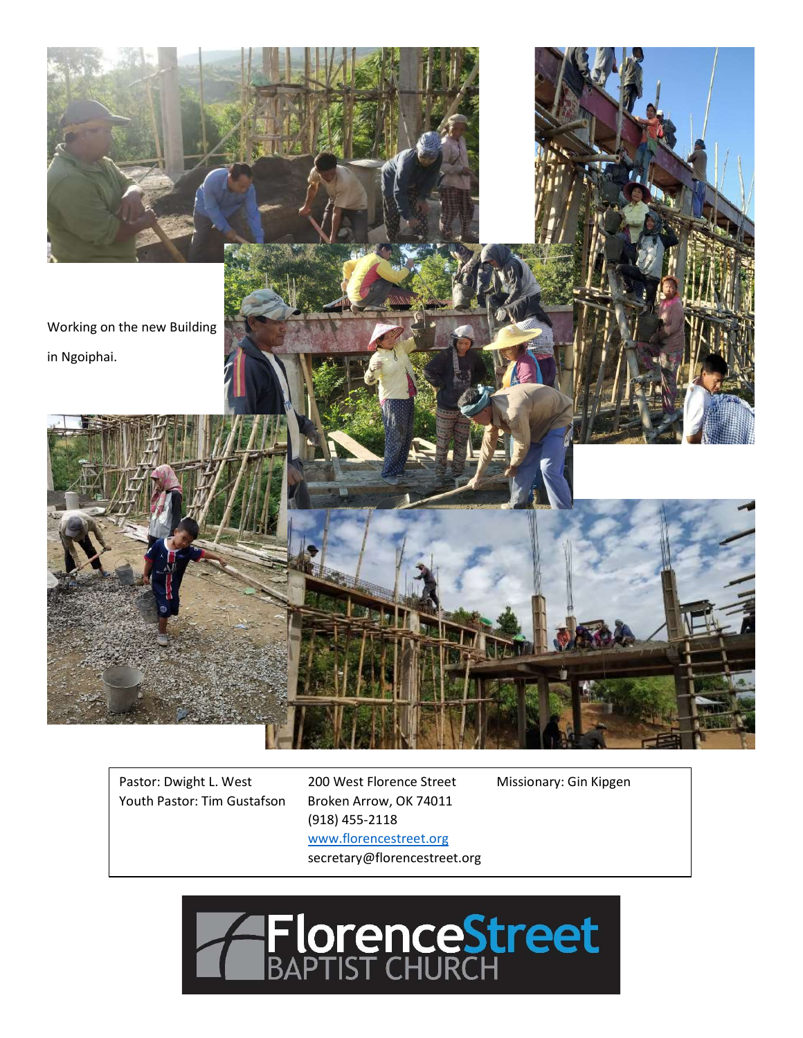Working on the new Building in Ngoiphai.

| | | |
|---|---|---|
| Pastor: Dwight L. West<br>Youth Pastor: Tim Gustafson | 200 West Florence Street<br>Broken Arrow, OK 74011<br>(918) 455-2118<br>www.florencestreet.org<br>secretary@florencestreet.org | Missionary: Gin Kipgen |

FlorenceStreet BAPTIST CHURCH